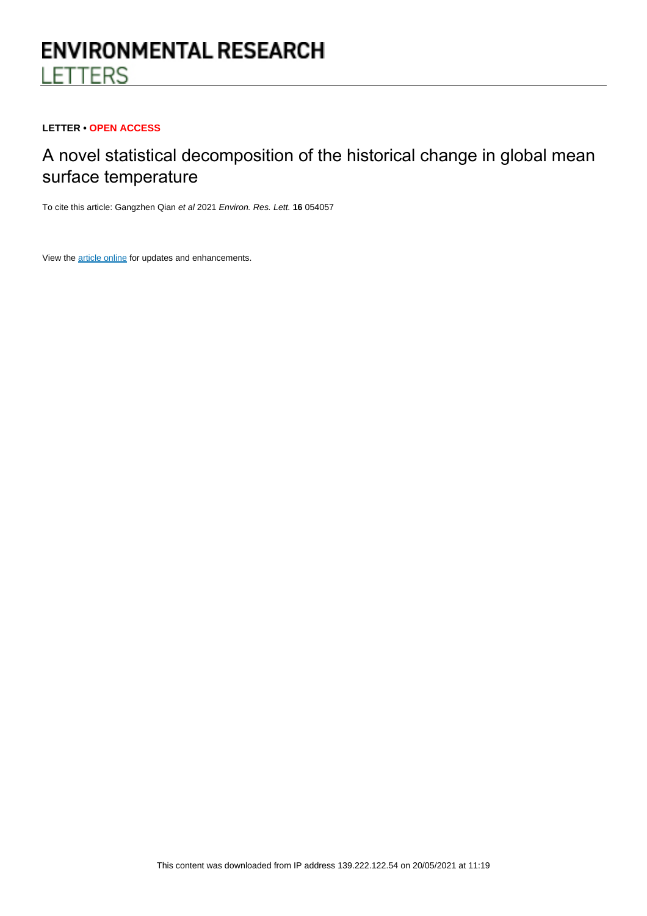# ENVIRONMENTAL RESEARCH LETTERS

**LETTER • OPEN ACCESS**

## A novel statistical decomposition of the historical change in global mean surface temperature

To cite this article: Gangzhen Qian *et al* 2021 *Environ. Res. Lett.* **16** 054057

View the article online for updates and enhancements.

This content was downloaded from IP address 139.222.122.54 on 20/05/2021 at 11:19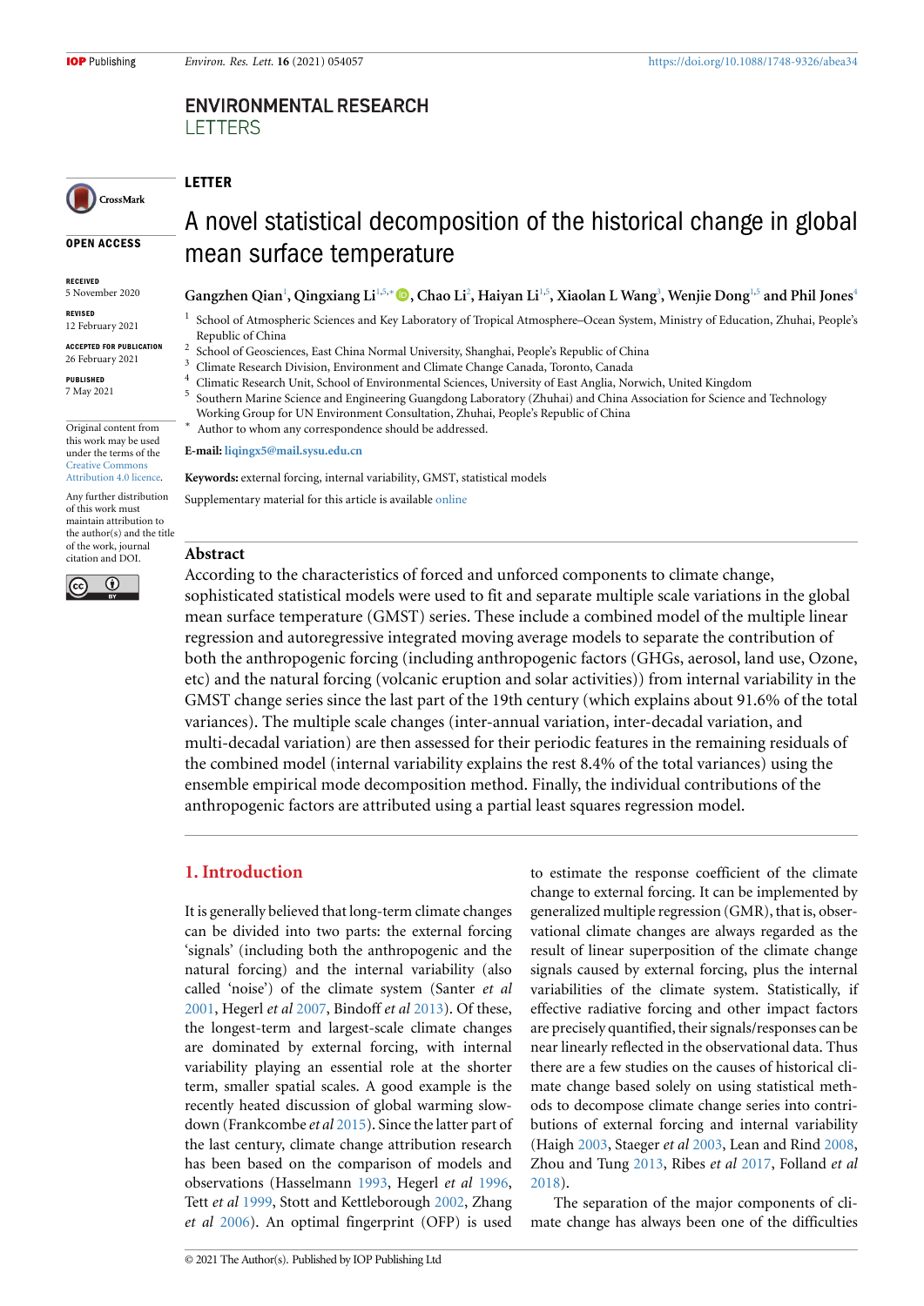# ENVIRONMENTAL RESEARCH LETTERS

**OPEN ACCESS**

**RECEIVED**
5 November 2020

**REVISED**
12 February 2021

**ACCEPTED FOR PUBLICATION**
26 February 2021

**PUBLISHED**
7 May 2021

Original content from this work may be used under the terms of the Creative Commons Attribution 4.0 licence.

Any further distribution of this work must maintain attribution to the author(s) and the title of the work, journal citation and DOI.

**LETTER**

# A novel statistical decomposition of the historical change in global mean surface temperature

**Gangzhen Qian**[1], **Qingxiang Li**[1,5,*], **Chao Li**[2], **Haiyan Li**[1,5], **Xiaolan L Wang**[3], **Wenjie Dong**[1,5] **and Phil Jones**[4]

[1] School of Atmospheric Sciences and Key Laboratory of Tropical Atmosphere–Ocean System, Ministry of Education, Zhuhai, People's Republic of China

[2] School of Geosciences, East China Normal University, Shanghai, People's Republic of China

[3] Climate Research Division, Environment and Climate Change Canada, Toronto, Canada

[4] Climatic Research Unit, School of Environmental Sciences, University of East Anglia, Norwich, United Kingdom

[5] Southern Marine Science and Engineering Guangdong Laboratory (Zhuhai) and China Association for Science and Technology Working Group for UN Environment Consultation, Zhuhai, People's Republic of China

[*] Author to whom any correspondence should be addressed.

**E-mail:** liqingx5@mail.sysu.edu.cn

**Keywords:** external forcing, internal variability, GMST, statistical models

Supplementary material for this article is available online

## Abstract

According to the characteristics of forced and unforced components to climate change, sophisticated statistical models were used to fit and separate multiple scale variations in the global mean surface temperature (GMST) series. These include a combined model of the multiple linear regression and autoregressive integrated moving average models to separate the contribution of both the anthropogenic forcing (including anthropogenic factors (GHGs, aerosol, land use, Ozone, etc) and the natural forcing (volcanic eruption and solar activities)) from internal variability in the GMST change series since the last part of the 19th century (which explains about 91.6% of the total variances). The multiple scale changes (inter-annual variation, inter-decadal variation, and multi-decadal variation) are then assessed for their periodic features in the remaining residuals of the combined model (internal variability explains the rest 8.4% of the total variances) using the ensemble empirical mode decomposition method. Finally, the individual contributions of the anthropogenic factors are attributed using a partial least squares regression model.

## 1. Introduction

It is generally believed that long-term climate changes can be divided into two parts: the external forcing 'signals' (including both the anthropogenic and the natural forcing) and the internal variability (also called 'noise') of the climate system (Santer *et al* 2001, Hegerl *et al* 2007, Bindoff *et al* 2013). Of these, the longest-term and largest-scale climate changes are dominated by external forcing, with internal variability playing an essential role at the shorter term, smaller spatial scales. A good example is the recently heated discussion of global warming slowdown (Frankcombe *et al* 2015). Since the latter part of the last century, climate change attribution research has been based on the comparison of models and observations (Hasselmann 1993, Hegerl *et al* 1996, Tett *et al* 1999, Stott and Kettleborough 2002, Zhang *et al* 2006). An optimal fingerprint (OFP) is used to estimate the response coefficient of the climate change to external forcing. It can be implemented by generalized multiple regression (GMR), that is, observational climate changes are always regarded as the result of linear superposition of the climate change signals caused by external forcing, plus the internal variabilities of the climate system. Statistically, if effective radiative forcing and other impact factors are precisely quantified, their signals/responses can be near linearly reflected in the observational data. Thus there are a few studies on the causes of historical climate change based solely on using statistical methods to decompose climate change series into contributions of external forcing and internal variability (Haigh 2003, Staeger *et al* 2003, Lean and Rind 2008, Zhou and Tung 2013, Ribes *et al* 2017, Folland *et al* 2018).

The separation of the major components of climate change has always been one of the difficulties

© 2021 The Author(s). Published by IOP Publishing Ltd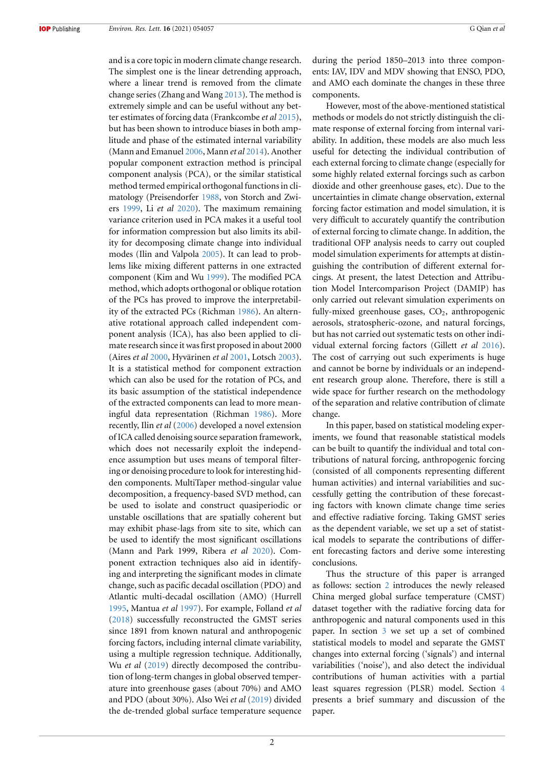and is a core topic in modern climate change research. The simplest one is the linear detrending approach, where a linear trend is removed from the climate change series (Zhang and Wang 2013). The method is extremely simple and can be useful without any better estimates of forcing data (Frankcombe *et al* 2015), but has been shown to introduce biases in both amplitude and phase of the estimated internal variability (Mann and Emanuel 2006, Mann *et al* 2014). Another popular component extraction method is principal component analysis (PCA), or the similar statistical method termed empirical orthogonal functions in climatology (Preisendorfer 1988, von Storch and Zwiers 1999, Li *et al* 2020). The maximum remaining variance criterion used in PCA makes it a useful tool for information compression but also limits its ability for decomposing climate change into individual modes (Ilin and Valpola 2005). It can lead to problems like mixing different patterns in one extracted component (Kim and Wu 1999). The modified PCA method, which adopts orthogonal or oblique rotation of the PCs has proved to improve the interpretability of the extracted PCs (Richman 1986). An alternative rotational approach called independent component analysis (ICA), has also been applied to climate research since it was first proposed in about 2000 (Aires *et al* 2000, Hyvärinen *et al* 2001, Lotsch 2003). It is a statistical method for component extraction which can also be used for the rotation of PCs, and its basic assumption of the statistical independence of the extracted components can lead to more meaningful data representation (Richman 1986). More recently, Ilin *et al* (2006) developed a novel extension of ICA called denoising source separation framework, which does not necessarily exploit the independence assumption but uses means of temporal filtering or denoising procedure to look for interesting hidden components. MultiTaper method-singular value decomposition, a frequency-based SVD method, can be used to isolate and construct quasiperiodic or unstable oscillations that are spatially coherent but may exhibit phase-lags from site to site, which can be used to identify the most significant oscillations (Mann and Park 1999, Ribera *et al* 2020). Component extraction techniques also aid in identifying and interpreting the significant modes in climate change, such as pacific decadal oscillation (PDO) and Atlantic multi-decadal oscillation (AMO) (Hurrell 1995, Mantua *et al* 1997). For example, Folland *et al* (2018) successfully reconstructed the GMST series since 1891 from known natural and anthropogenic forcing factors, including internal climate variability, using a multiple regression technique. Additionally, Wu *et al* (2019) directly decomposed the contribution of long-term changes in global observed temperature into greenhouse gases (about 70%) and AMO and PDO (about 30%). Also Wei *et al* (2019) divided the de-trended global surface temperature sequence during the period 1850–2013 into three components: IAV, IDV and MDV showing that ENSO, PDO, and AMO each dominate the changes in these three components.

However, most of the above-mentioned statistical methods or models do not strictly distinguish the climate response of external forcing from internal variability. In addition, these models are also much less useful for detecting the individual contribution of each external forcing to climate change (especially for some highly related external forcings such as carbon dioxide and other greenhouse gases, etc). Due to the uncertainties in climate change observation, external forcing factor estimation and model simulation, it is very difficult to accurately quantify the contribution of external forcing to climate change. In addition, the traditional OFP analysis needs to carry out coupled model simulation experiments for attempts at distinguishing the contribution of different external forcings. At present, the latest Detection and Attribution Model Intercomparison Project (DAMIP) has only carried out relevant simulation experiments on fully-mixed greenhouse gases, $CO_2$, anthropogenic aerosols, stratospheric-ozone, and natural forcings, but has not carried out systematic tests on other individual external forcing factors (Gillett *et al* 2016). The cost of carrying out such experiments is huge and cannot be borne by individuals or an independent research group alone. Therefore, there is still a wide space for further research on the methodology of the separation and relative contribution of climate change.

In this paper, based on statistical modeling experiments, we found that reasonable statistical models can be built to quantify the individual and total contributions of natural forcing, anthropogenic forcing (consisted of all components representing different human activities) and internal variabilities and successfully getting the contribution of these forecasting factors with known climate change time series and effective radiative forcing. Taking GMST series as the dependent variable, we set up a set of statistical models to separate the contributions of different forecasting factors and derive some interesting conclusions.

Thus the structure of this paper is arranged as follows: section 2 introduces the newly released China merged global surface temperature (CMST) dataset together with the radiative forcing data for anthropogenic and natural components used in this paper. In section 3 we set up a set of combined statistical models to model and separate the GMST changes into external forcing ('signals') and internal variabilities ('noise'), and also detect the individual contributions of human activities with a partial least squares regression (PLSR) model. Section 4 presents a brief summary and discussion of the paper.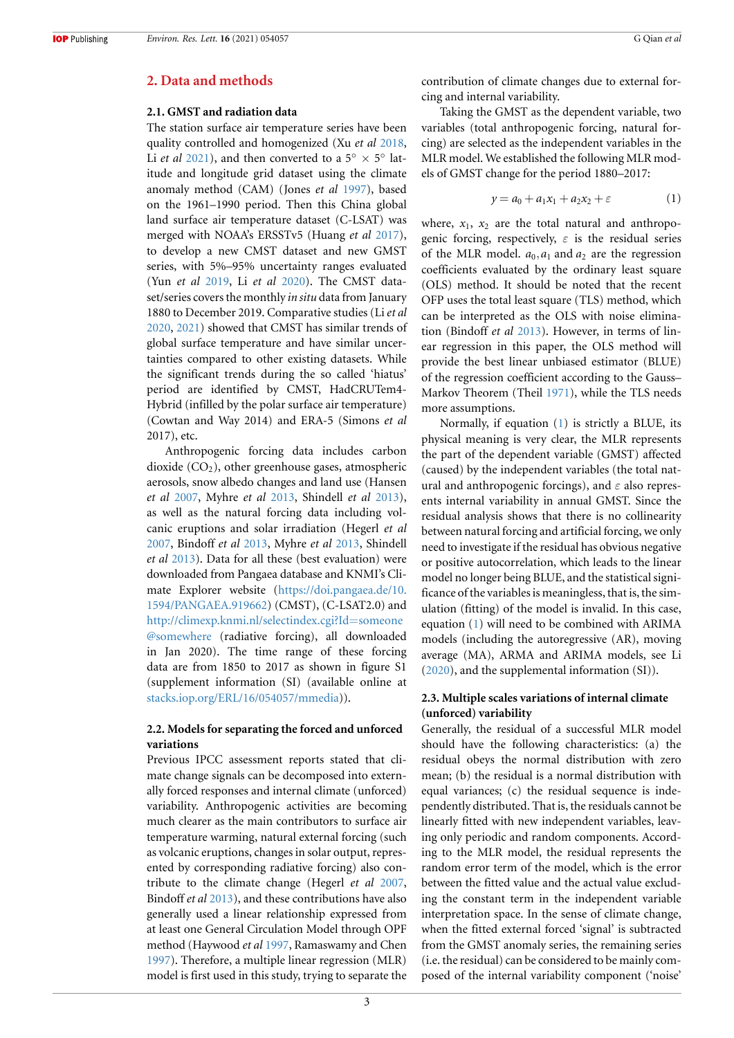## 2. Data and methods

### 2.1. GMST and radiation data

The station surface air temperature series have been quality controlled and homogenized (Xu *et al* 2018, Li *et al* 2021), and then converted to a 5° × 5° latitude and longitude grid dataset using the climate anomaly method (CAM) (Jones *et al* 1997), based on the 1961–1990 period. Then this China global land surface air temperature dataset (C-LSAT) was merged with NOAA's ERSSTv5 (Huang *et al* 2017), to develop a new CMST dataset and new GMST series, with 5%–95% uncertainty ranges evaluated (Yun *et al* 2019, Li *et al* 2020). The CMST dataset/series covers the monthly *in situ* data from January 1880 to December 2019. Comparative studies (Li *et al* 2020, 2021) showed that CMST has similar trends of global surface temperature and have similar uncertainties compared to other existing datasets. While the significant trends during the so called 'hiatus' period are identified by CMST, HadCRUTem4-Hybrid (infilled by the polar surface air temperature) (Cowtan and Way 2014) and ERA-5 (Simons *et al* 2017), etc.

Anthropogenic forcing data includes carbon dioxide ($CO_2$), other greenhouse gases, atmospheric aerosols, snow albedo changes and land use (Hansen *et al* 2007, Myhre *et al* 2013, Shindell *et al* 2013), as well as the natural forcing data including volcanic eruptions and solar irradiation (Hegerl *et al* 2007, Bindoff *et al* 2013, Myhre *et al* 2013, Shindell *et al* 2013). Data for all these (best evaluation) were downloaded from Pangaea database and KNMI's Climate Explorer website (https://doi.pangaea.de/10.1594/PANGAEA.919662) (CMST), (C-LSAT2.0) and http://climexp.knmi.nl/selectindex.cgi?Id=someone@somewhere (radiative forcing), all downloaded in Jan 2020). The time range of these forcing data are from 1850 to 2017 as shown in figure S1 (supplement information (SI) (available online at stacks.iop.org/ERL/16/054057/mmedia)).

### 2.2. Models for separating the forced and unforced variations

Previous IPCC assessment reports stated that climate change signals can be decomposed into externally forced responses and internal climate (unforced) variability. Anthropogenic activities are becoming much clearer as the main contributors to surface air temperature warming, natural external forcing (such as volcanic eruptions, changes in solar output, represented by corresponding radiative forcing) also contribute to the climate change (Hegerl *et al* 2007, Bindoff *et al* 2013), and these contributions have also generally used a linear relationship expressed from at least one General Circulation Model through OPF method (Haywood *et al* 1997, Ramaswamy and Chen 1997). Therefore, a multiple linear regression (MLR) model is first used in this study, trying to separate the contribution of climate changes due to external forcing and internal variability.

Taking the GMST as the dependent variable, two variables (total anthropogenic forcing, natural forcing) are selected as the independent variables in the MLR model. We established the following MLR models of GMST change for the period 1880–2017:

$$y = a_0 + a_1 x_1 + a_2 x_2 + \varepsilon \tag{1}$$

where, $x_1$, $x_2$ are the total natural and anthropogenic forcing, respectively, $\varepsilon$ is the residual series of the MLR model. $a_0, a_1$ and $a_2$ are the regression coefficients evaluated by the ordinary least square (OLS) method. It should be noted that the recent OFP uses the total least square (TLS) method, which can be interpreted as the OLS with noise elimination (Bindoff *et al* 2013). However, in terms of linear regression in this paper, the OLS method will provide the best linear unbiased estimator (BLUE) of the regression coefficient according to the Gauss–Markov Theorem (Theil 1971), while the TLS needs more assumptions.

Normally, if equation (1) is strictly a BLUE, its physical meaning is very clear, the MLR represents the part of the dependent variable (GMST) affected (caused) by the independent variables (the total natural and anthropogenic forcings), and $\varepsilon$ also represents internal variability in annual GMST. Since the residual analysis shows that there is no collinearity between natural forcing and artificial forcing, we only need to investigate if the residual has obvious negative or positive autocorrelation, which leads to the linear model no longer being BLUE, and the statistical significance of the variables is meaningless, that is, the simulation (fitting) of the model is invalid. In this case, equation (1) will need to be combined with ARIMA models (including the autoregressive (AR), moving average (MA), ARMA and ARIMA models, see Li (2020), and the supplemental information (SI)).

### 2.3. Multiple scales variations of internal climate (unforced) variability

Generally, the residual of a successful MLR model should have the following characteristics: (a) the residual obeys the normal distribution with zero mean; (b) the residual is a normal distribution with equal variances; (c) the residual sequence is independently distributed. That is, the residuals cannot be linearly fitted with new independent variables, leaving only periodic and random components. According to the MLR model, the residual represents the random error term of the model, which is the error between the fitted value and the actual value excluding the constant term in the independent variable interpretation space. In the sense of climate change, when the fitted external forced 'signal' is subtracted from the GMST anomaly series, the remaining series (i.e. the residual) can be considered to be mainly composed of the internal variability component ('noise'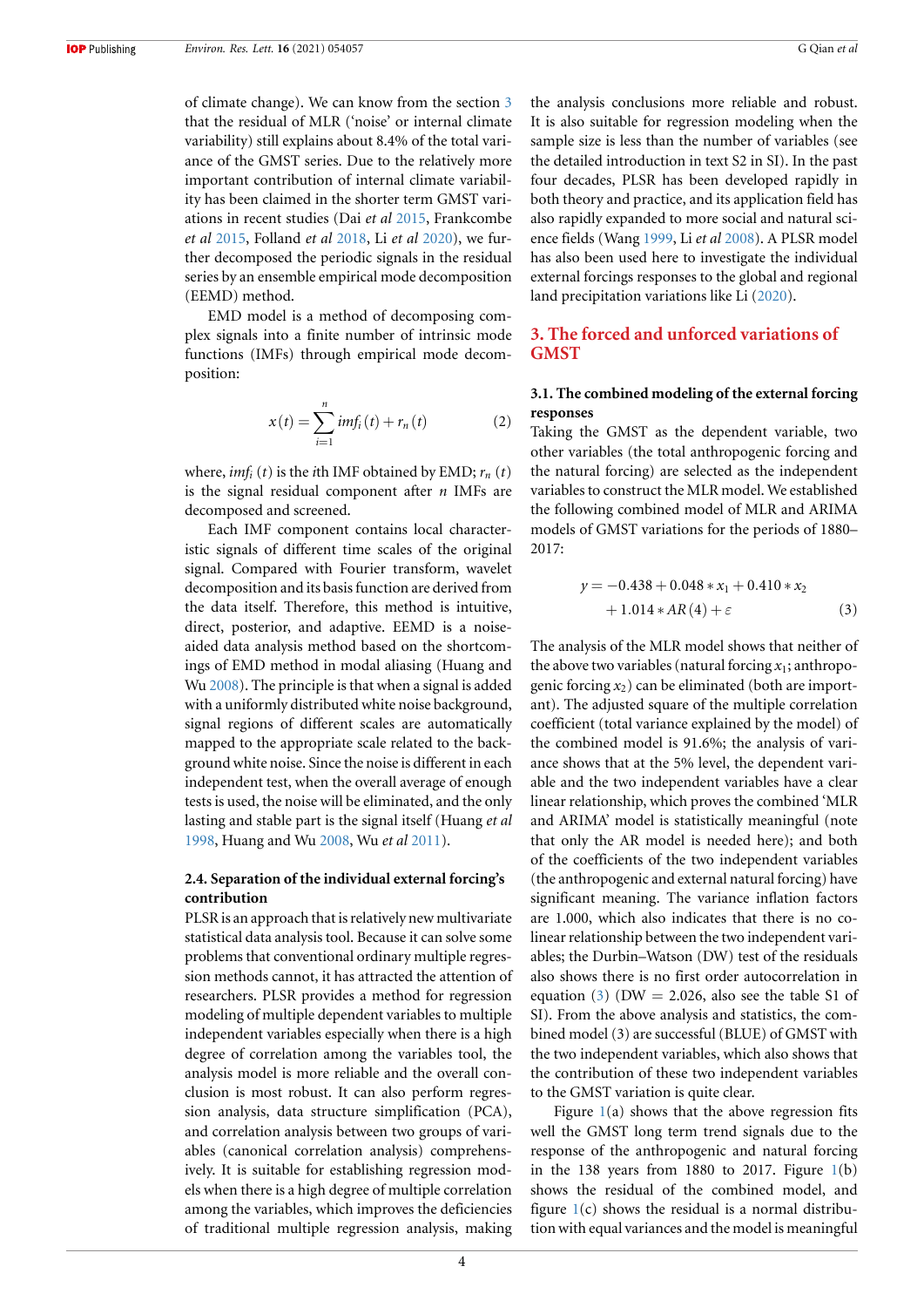of climate change). We can know from the section 3 that the residual of MLR ('noise' or internal climate variability) still explains about 8.4% of the total variance of the GMST series. Due to the relatively more important contribution of internal climate variability has been claimed in the shorter term GMST variations in recent studies (Dai *et al* 2015, Frankcombe *et al* 2015, Folland *et al* 2018, Li *et al* 2020), we further decomposed the periodic signals in the residual series by an ensemble empirical mode decomposition (EEMD) method.

EMD model is a method of decomposing complex signals into a finite number of intrinsic mode functions (IMFs) through empirical mode decomposition:

$$x(t) = \sum_{i=1}^{n} imf_i(t) + r_n(t) \tag{2}$$

where, $imf_i(t)$ is the $i$th IMF obtained by EMD; $r_n(t)$ is the signal residual component after $n$ IMFs are decomposed and screened.

Each IMF component contains local characteristic signals of different time scales of the original signal. Compared with Fourier transform, wavelet decomposition and its basis function are derived from the data itself. Therefore, this method is intuitive, direct, posterior, and adaptive. EEMD is a noise-aided data analysis method based on the shortcomings of EMD method in modal aliasing (Huang and Wu 2008). The principle is that when a signal is added with a uniformly distributed white noise background, signal regions of different scales are automatically mapped to the appropriate scale related to the background white noise. Since the noise is different in each independent test, when the overall average of enough tests is used, the noise will be eliminated, and the only lasting and stable part is the signal itself (Huang *et al* 1998, Huang and Wu 2008, Wu *et al* 2011).

### 2.4. Separation of the individual external forcing's contribution

PLSR is an approach that is relatively new multivariate statistical data analysis tool. Because it can solve some problems that conventional ordinary multiple regression methods cannot, it has attracted the attention of researchers. PLSR provides a method for regression modeling of multiple dependent variables to multiple independent variables especially when there is a high degree of correlation among the variables tool, the analysis model is more reliable and the overall conclusion is most robust. It can also perform regression analysis, data structure simplification (PCA), and correlation analysis between two groups of variables (canonical correlation analysis) comprehensively. It is suitable for establishing regression models when there is a high degree of multiple correlation among the variables, which improves the deficiencies of traditional multiple regression analysis, making the analysis conclusions more reliable and robust. It is also suitable for regression modeling when the sample size is less than the number of variables (see the detailed introduction in text S2 in SI). In the past four decades, PLSR has been developed rapidly in both theory and practice, and its application field has also rapidly expanded to more social and natural science fields (Wang 1999, Li *et al* 2008). A PLSR model has also been used here to investigate the individual external forcings responses to the global and regional land precipitation variations like Li (2020).

## 3. The forced and unforced variations of GMST

### 3.1. The combined modeling of the external forcing responses

Taking the GMST as the dependent variable, two other variables (the total anthropogenic forcing and the natural forcing) are selected as the independent variables to construct the MLR model. We established the following combined model of MLR and ARIMA models of GMST variations for the periods of 1880–2017:

$$y = -0.438 + 0.048 * x_1 + 0.410 * x_2 + 1.014 * AR(4) + \varepsilon \tag{3}$$

The analysis of the MLR model shows that neither of the above two variables (natural forcing $x_1$; anthropogenic forcing $x_2$) can be eliminated (both are important). The adjusted square of the multiple correlation coefficient (total variance explained by the model) of the combined model is 91.6%; the analysis of variance shows that at the 5% level, the dependent variable and the two independent variables have a clear linear relationship, which proves the combined 'MLR and ARIMA' model is statistically meaningful (note that only the AR model is needed here); and both of the coefficients of the two independent variables (the anthropogenic and external natural forcing) have significant meaning. The variance inflation factors are 1.000, which also indicates that there is no co-linear relationship between the two independent variables; the Durbin–Watson (DW) test of the residuals also shows there is no first order autocorrelation in equation (3) (DW = 2.026, also see the table S1 of SI). From the above analysis and statistics, the combined model (3) are successful (BLUE) of GMST with the two independent variables, which also shows that the contribution of these two independent variables to the GMST variation is quite clear.

Figure 1(a) shows that the above regression fits well the GMST long term trend signals due to the response of the anthropogenic and natural forcing in the 138 years from 1880 to 2017. Figure 1(b) shows the residual of the combined model, and figure 1(c) shows the residual is a normal distribution with equal variances and the model is meaningful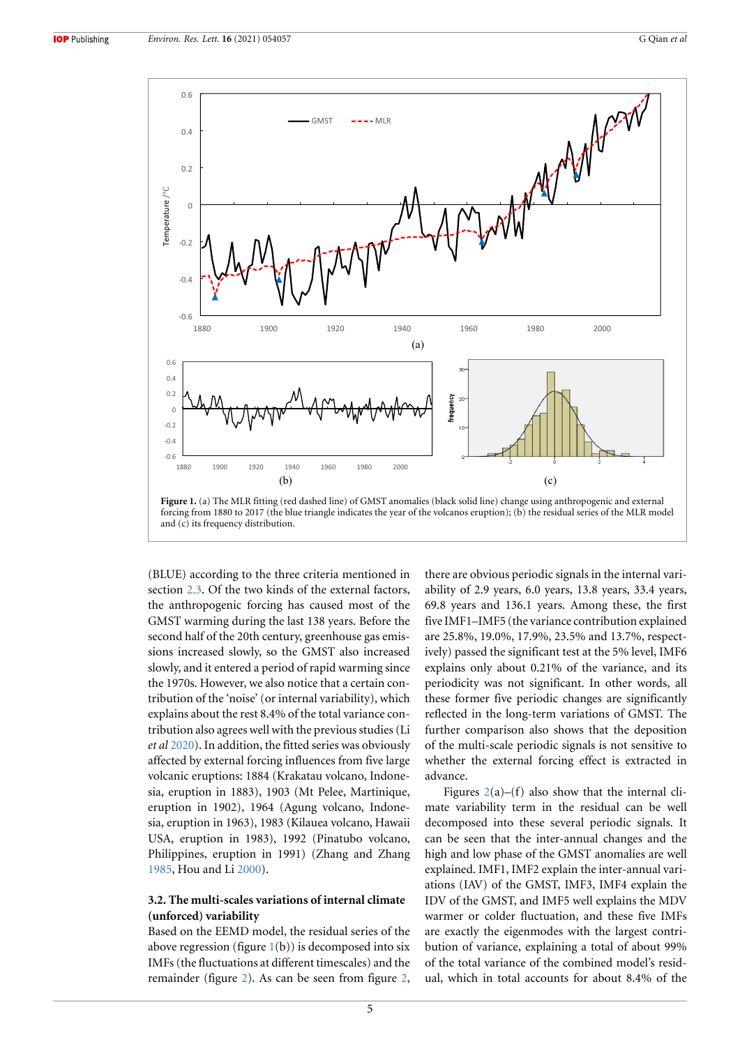Figure 1. (a) The MLR fitting (red dashed line) of GMST anomalies (black solid line) change using anthropogenic and external forcing from 1880 to 2017 (the blue triangle indicates the year of the volcanos eruption); (b) the residual series of the MLR model and (c) its frequency distribution.

(BLUE) according to the three criteria mentioned in section 2.3. Of the two kinds of the external factors, the anthropogenic forcing has caused most of the GMST warming during the last 138 years. Before the second half of the 20th century, greenhouse gas emissions increased slowly, so the GMST also increased slowly, and it entered a period of rapid warming since the 1970s. However, we also notice that a certain contribution of the 'noise' (or internal variability), which explains about the rest 8.4% of the total variance contribution also agrees well with the previous studies (Li *et al* 2020). In addition, the fitted series was obviously affected by external forcing influences from five large volcanic eruptions: 1884 (Krakatau volcano, Indonesia, eruption in 1883), 1903 (Mt Pelee, Martinique, eruption in 1902), 1964 (Agung volcano, Indonesia, eruption in 1963), 1983 (Kilauea volcano, Hawaii USA, eruption in 1983), 1992 (Pinatubo volcano, Philippines, eruption in 1991) (Zhang and Zhang 1985, Hou and Li 2000).

### 3.2. The multi-scales variations of internal climate (unforced) variability

Based on the EEMD model, the residual series of the above regression (figure 1(b)) is decomposed into six IMFs (the fluctuations at different timescales) and the remainder (figure 2). As can be seen from figure 2, there are obvious periodic signals in the internal variability of 2.9 years, 6.0 years, 13.8 years, 33.4 years, 69.8 years and 136.1 years. Among these, the first five IMF1–IMF5 (the variance contribution explained are 25.8%, 19.0%, 17.9%, 23.5% and 13.7%, respectively) passed the significant test at the 5% level, IMF6 explains only about 0.21% of the variance, and its periodicity was not significant. In other words, all these former five periodic changes are significantly reflected in the long-term variations of GMST. The further comparison also shows that the deposition of the multi-scale periodic signals is not sensitive to whether the external forcing effect is extracted in advance.

Figures 2(a)–(f) also show that the internal climate variability term in the residual can be well decomposed into these several periodic signals. It can be seen that the inter-annual changes and the high and low phase of the GMST anomalies are well explained. IMF1, IMF2 explain the inter-annual variations (IAV) of the GMST, IMF3, IMF4 explain the IDV of the GMST, and IMF5 well explains the MDV warmer or colder fluctuation, and these five IMFs are exactly the eigenmodes with the largest contribution of variance, explaining a total of about 99% of the total variance of the combined model's residual, which in total accounts for about 8.4% of the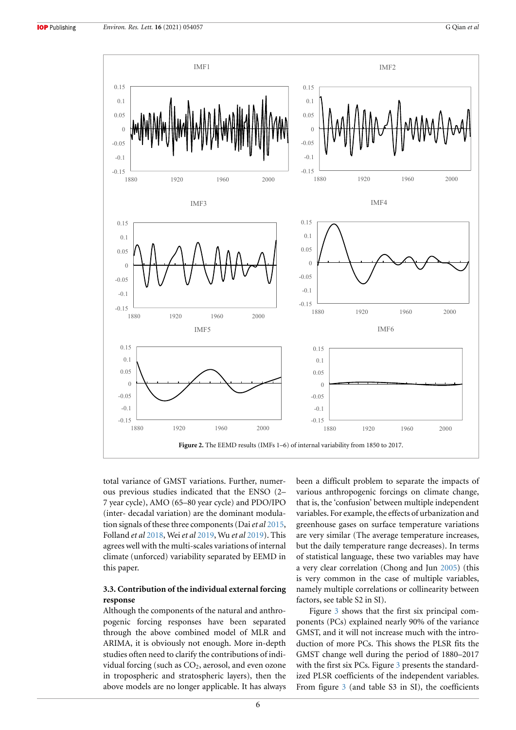**Figure 2.** The EEMD results (IMFs 1–6) of internal variability from 1850 to 2017.

total variance of GMST variations. Further, numerous previous studies indicated that the ENSO (2–7 year cycle), AMO (65–80 year cycle) and PDO/IPO (inter- decadal variation) are the dominant modulation signals of these three components (Dai *et al* 2015, Folland *et al* 2018, Wei *et al* 2019, Wu *et al* 2019). This agrees well with the multi-scales variations of internal climate (unforced) variability separated by EEMD in this paper.

### 3.3. Contribution of the individual external forcing response

Although the components of the natural and anthropogenic forcing responses have been separated through the above combined model of MLR and ARIMA, it is obviously not enough. More in-depth studies often need to clarify the contributions of individual forcing (such as $CO_2$, aerosol, and even ozone in tropospheric and stratospheric layers), then the above models are no longer applicable. It has always been a difficult problem to separate the impacts of various anthropogenic forcings on climate change, that is, the 'confusion' between multiple independent variables. For example, the effects of urbanization and greenhouse gases on surface temperature variations are very similar (The average temperature increases, but the daily temperature range decreases). In terms of statistical language, these two variables may have a very clear correlation (Chong and Jun 2005) (this is very common in the case of multiple variables, namely multiple correlations or collinearity between factors, see table S2 in SI).

Figure 3 shows that the first six principal components (PCs) explained nearly 90% of the variance GMST, and it will not increase much with the introduction of more PCs. This shows the PLSR fits the GMST change well during the period of 1880–2017 with the first six PCs. Figure 3 presents the standardized PLSR coefficients of the independent variables. From figure 3 (and table S3 in SI), the coefficients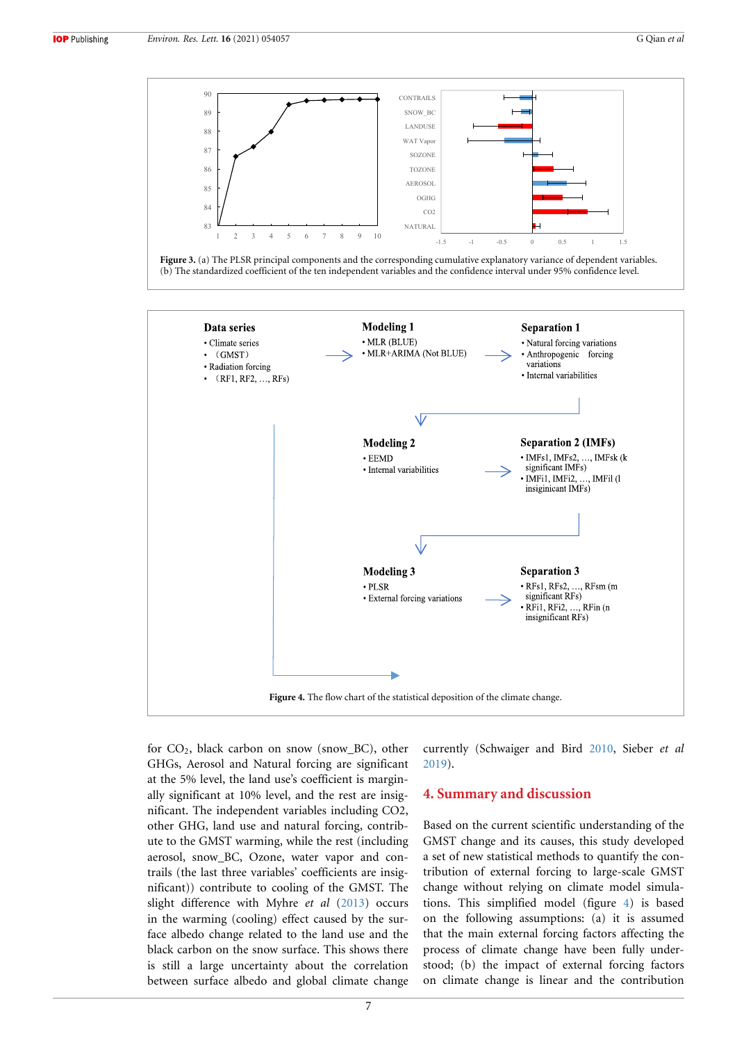Figure 3. (a) The PLSR principal components and the corresponding cumulative explanatory variance of dependent variables. (b) The standardized coefficient of the ten independent variables and the confidence interval under 95% confidence level.

Figure 4. The flow chart of the statistical deposition of the climate change.

for $CO_2$, black carbon on snow (snow_BC), other GHGs, Aerosol and Natural forcing are significant at the 5% level, the land use's coefficient is marginally significant at 10% level, and the rest are insignificant. The independent variables including CO2, other GHG, land use and natural forcing, contribute to the GMST warming, while the rest (including aerosol, snow_BC, Ozone, water vapor and contrails (the last three variables' coefficients are insignificant)) contribute to cooling of the GMST. The slight difference with Myhre *et al* (2013) occurs in the warming (cooling) effect caused by the surface albedo change related to the land use and the black carbon on the snow surface. This shows there is still a large uncertainty about the correlation between surface albedo and global climate change currently (Schwaiger and Bird 2010, Sieber *et al* 2019).

## 4. Summary and discussion

Based on the current scientific understanding of the GMST change and its causes, this study developed a set of new statistical methods to quantify the contribution of external forcing to large-scale GMST change without relying on climate model simulations. This simplified model (figure 4) is based on the following assumptions: (a) it is assumed that the main external forcing factors affecting the process of climate change have been fully understood; (b) the impact of external forcing factors on climate change is linear and the contribution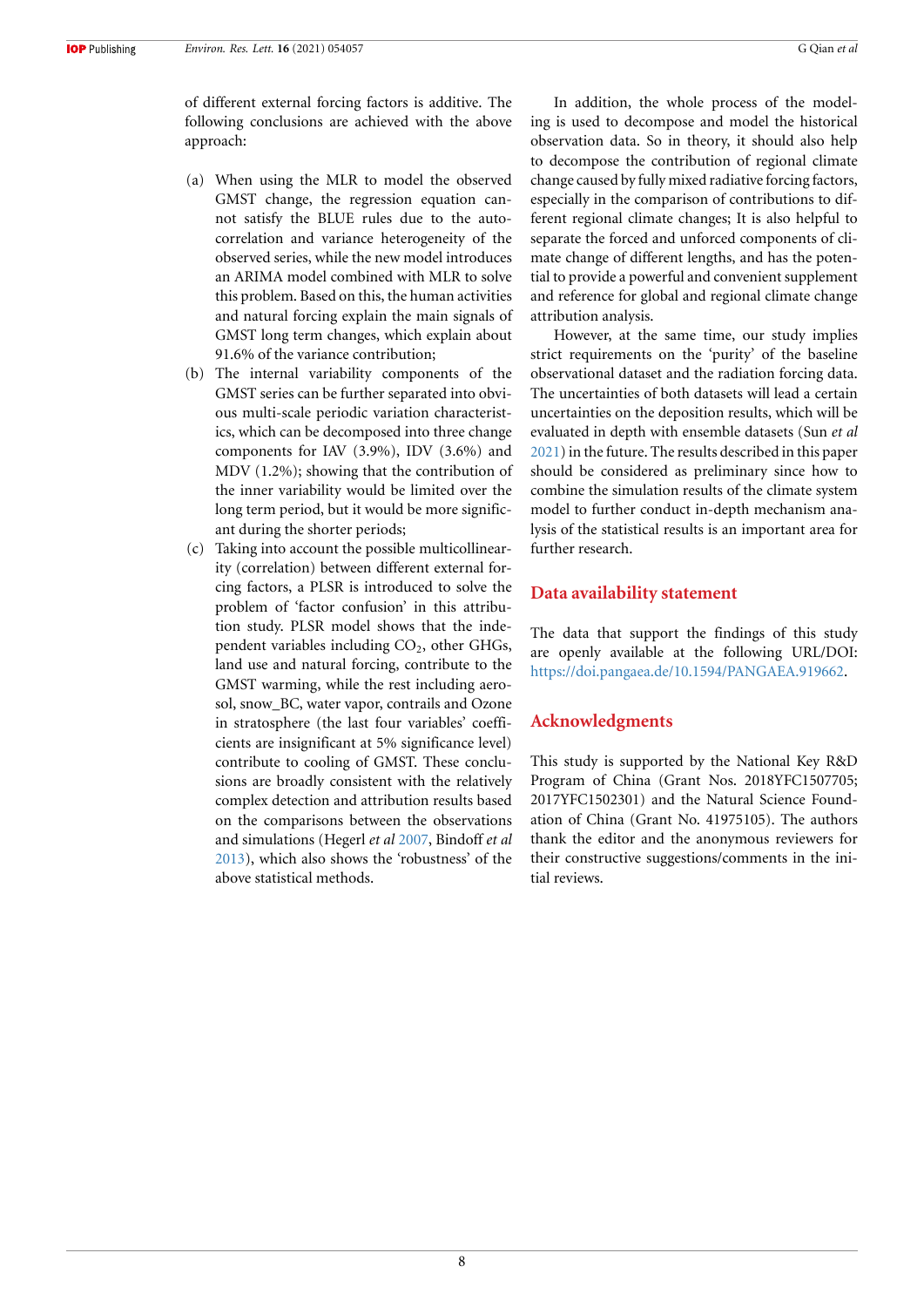of different external forcing factors is additive. The following conclusions are achieved with the above approach:

(a) When using the MLR to model the observed GMST change, the regression equation cannot satisfy the BLUE rules due to the autocorrelation and variance heterogeneity of the observed series, while the new model introduces an ARIMA model combined with MLR to solve this problem. Based on this, the human activities and natural forcing explain the main signals of GMST long term changes, which explain about 91.6% of the variance contribution;

(b) The internal variability components of the GMST series can be further separated into obvious multi-scale periodic variation characteristics, which can be decomposed into three change components for IAV (3.9%), IDV (3.6%) and MDV (1.2%); showing that the contribution of the inner variability would be limited over the long term period, but it would be more significant during the shorter periods;

(c) Taking into account the possible multicollinearity (correlation) between different external forcing factors, a PLSR is introduced to solve the problem of 'factor confusion' in this attribution study. PLSR model shows that the independent variables including $CO_2$, other GHGs, land use and natural forcing, contribute to the GMST warming, while the rest including aerosol, snow_BC, water vapor, contrails and Ozone in stratosphere (the last four variables' coefficients are insignificant at 5% significance level) contribute to cooling of GMST. These conclusions are broadly consistent with the relatively complex detection and attribution results based on the comparisons between the observations and simulations (Hegerl *et al* 2007, Bindoff *et al* 2013), which also shows the 'robustness' of the above statistical methods.

In addition, the whole process of the modeling is used to decompose and model the historical observation data. So in theory, it should also help to decompose the contribution of regional climate change caused by fully mixed radiative forcing factors, especially in the comparison of contributions to different regional climate changes; It is also helpful to separate the forced and unforced components of climate change of different lengths, and has the potential to provide a powerful and convenient supplement and reference for global and regional climate change attribution analysis.

However, at the same time, our study implies strict requirements on the 'purity' of the baseline observational dataset and the radiation forcing data. The uncertainties of both datasets will lead a certain uncertainties on the deposition results, which will be evaluated in depth with ensemble datasets (Sun *et al* 2021) in the future. The results described in this paper should be considered as preliminary since how to combine the simulation results of the climate system model to further conduct in-depth mechanism analysis of the statistical results is an important area for further research.

## Data availability statement

The data that support the findings of this study are openly available at the following URL/DOI: https://doi.pangaea.de/10.1594/PANGAEA.919662.

## Acknowledgments

This study is supported by the National Key R&D Program of China (Grant Nos. 2018YFC1507705; 2017YFC1502301) and the Natural Science Foundation of China (Grant No. 41975105). The authors thank the editor and the anonymous reviewers for their constructive suggestions/comments in the initial reviews.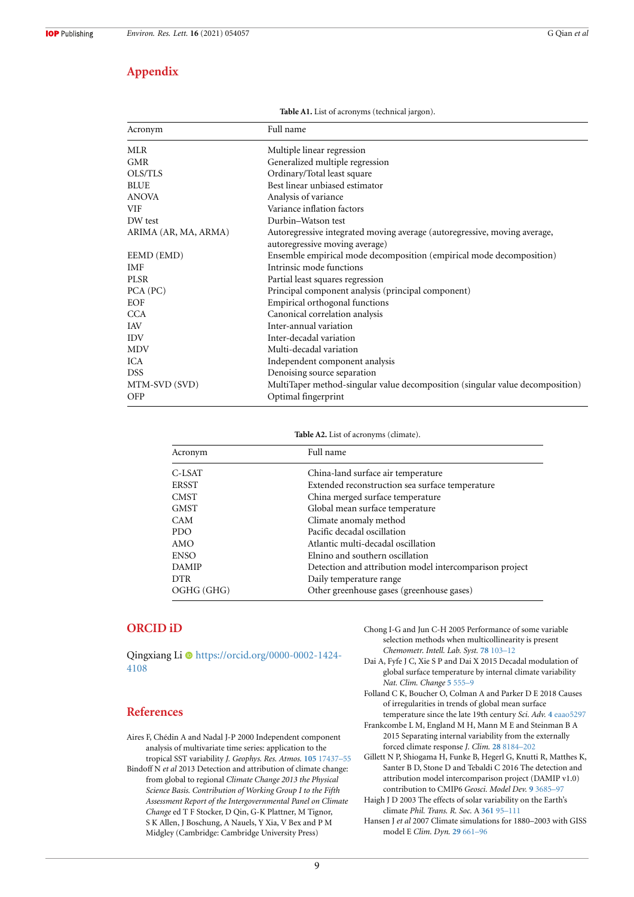## Appendix

**Table A1.** List of acronyms (technical jargon).

| Acronym | Full name |
|---|---|
| MLR | Multiple linear regression |
| GMR | Generalized multiple regression |
| OLS/TLS | Ordinary/Total least square |
| BLUE | Best linear unbiased estimator |
| ANOVA | Analysis of variance |
| VIF | Variance inflation factors |
| DW test | Durbin–Watson test |
| ARIMA (AR, MA, ARMA) | Autoregressive integrated moving average (autoregressive, moving average, autoregressive moving average) |
| EEMD (EMD) | Ensemble empirical mode decomposition (empirical mode decomposition) |
| IMF | Intrinsic mode functions |
| PLSR | Partial least squares regression |
| PCA (PC) | Principal component analysis (principal component) |
| EOF | Empirical orthogonal functions |
| CCA | Canonical correlation analysis |
| IAV | Inter-annual variation |
| IDV | Inter-decadal variation |
| MDV | Multi-decadal variation |
| ICA | Independent component analysis |
| DSS | Denoising source separation |
| MTM-SVD (SVD) | MultiTaper method-singular value decomposition (singular value decomposition) |
| OFP | Optimal fingerprint |

**Table A2.** List of acronyms (climate).

| Acronym | Full name |
|---|---|
| C-LSAT | China-land surface air temperature |
| ERSST | Extended reconstruction sea surface temperature |
| CMST | China merged surface temperature |
| GMST | Global mean surface temperature |
| CAM | Climate anomaly method |
| PDO | Pacific decadal oscillation |
| AMO | Atlantic multi-decadal oscillation |
| ENSO | Elnino and southern oscillation |
| DAMIP | Detection and attribution model intercomparison project |
| DTR | Daily temperature range |
| OGHG (GHG) | Other greenhouse gases (greenhouse gases) |

## ORCID iD

Qingxiang Li https://orcid.org/0000-0002-1424-4108

## References

Aires F, Chédin A and Nadal J-P 2000 Independent component analysis of multivariate time series: application to the tropical SST variability *J. Geophys. Res. Atmos.* **105** 17437–55

Bindoff N *et al* 2013 Detection and attribution of climate change: from global to regional *Climate Change 2013 the Physical Science Basis. Contribution of Working Group I to the Fifth Assessment Report of the Intergovernmental Panel on Climate Change* ed T F Stocker, D Qin, G-K Plattner, M Tignor, S K Allen, J Boschung, A Nauels, Y Xia, V Bex and P M Midgley (Cambridge: Cambridge University Press)

Chong I-G and Jun C-H 2005 Performance of some variable selection methods when multicollinearity is present *Chemometr. Intell. Lab. Syst.* **78** 103–12

Dai A, Fyfe J C, Xie S P and Dai X 2015 Decadal modulation of global surface temperature by internal climate variability *Nat. Clim. Change* **5** 555–9

Folland C K, Boucher O, Colman A and Parker D E 2018 Causes of irregularities in trends of global mean surface temperature since the late 19th century *Sci. Adv.* **4** eaao5297

Frankcombe L M, England M H, Mann M E and Steinman B A 2015 Separating internal variability from the externally forced climate response *J. Clim.* **28** 8184–202

Gillett N P, Shiogama H, Funke B, Hegerl G, Knutti R, Matthes K, Santer B D, Stone D and Tebaldi C 2016 The detection and attribution model intercomparison project (DAMIP v1.0) contribution to CMIP6 *Geosci. Model Dev.* **9** 3685–97

Haigh J D 2003 The effects of solar variability on the Earth's climate *Phil. Trans. R. Soc.* A **361** 95–111

Hansen J *et al* 2007 Climate simulations for 1880–2003 with GISS model E *Clim. Dyn.* **29** 661–96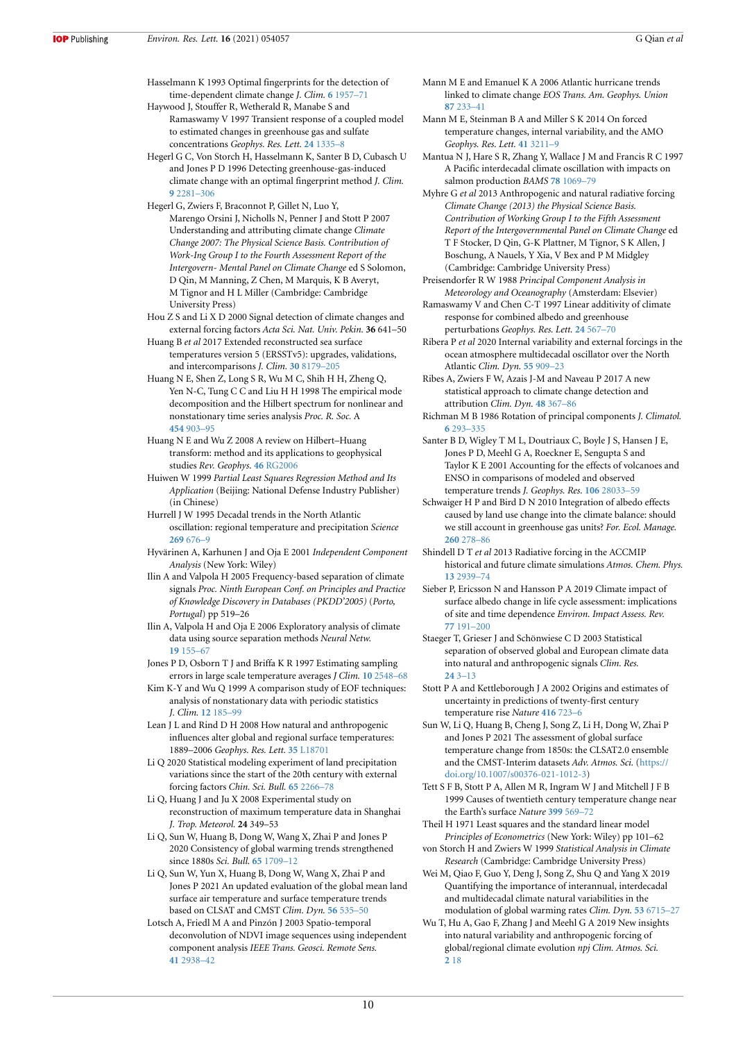Hasselmann K 1993 Optimal fingerprints for the detection of time-dependent climate change *J. Clim.* **6** 1957–71

Haywood J, Stouffer R, Wetherald R, Manabe S and Ramaswamy V 1997 Transient response of a coupled model to estimated changes in greenhouse gas and sulfate concentrations *Geophys. Res. Lett.* **24** 1335–8

Hegerl G C, Von Storch H, Hasselmann K, Santer B D, Cubasch U and Jones P D 1996 Detecting greenhouse-gas-induced climate change with an optimal fingerprint method *J. Clim.* **9** 2281–306

Hegerl G, Zwiers F, Braconnot P, Gillet N, Luo Y, Marengo Orsini J, Nicholls N, Penner J and Stott P 2007 Understanding and attributing climate change *Climate Change 2007: The Physical Science Basis. Contribution of Work-Ing Group I to the Fourth Assessment Report of the Intergovern- Mental Panel on Climate Change* ed S Solomon, D Qin, M Manning, Z Chen, M Marquis, K B Averyt, M Tignor and H L Miller (Cambridge: Cambridge University Press)

Hou Z S and Li X D 2000 Signal detection of climate changes and external forcing factors *Acta Sci. Nat. Univ. Pekin.* **36** 641–50

Huang B *et al* 2017 Extended reconstructed sea surface temperatures version 5 (ERSSTv5): upgrades, validations, and intercomparisons *J. Clim.* **30** 8179–205

Huang N E, Shen Z, Long S R, Wu M C, Shih H H, Zheng Q, Yen N-C, Tung C C and Liu H H 1998 The empirical mode decomposition and the Hilbert spectrum for nonlinear and nonstationary time series analysis *Proc. R. Soc.* A **454** 903–95

Huang N E and Wu Z 2008 A review on Hilbert–Huang transform: method and its applications to geophysical studies *Rev. Geophys.* **46** RG2006

Huiwen W 1999 *Partial Least Squares Regression Method and Its Application* (Beijing: National Defense Industry Publisher) (in Chinese)

Hurrell J W 1995 Decadal trends in the North Atlantic oscillation: regional temperature and precipitation *Science* **269** 676–9

Hyvärinen A, Karhunen J and Oja E 2001 *Independent Component Analysis* (New York: Wiley)

Ilin A and Valpola H 2005 Frequency-based separation of climate signals *Proc. Ninth European Conf. on Principles and Practice of Knowledge Discovery in Databases (PKDD'2005)* (*Porto, Portugal*) pp 519–26

Ilin A, Valpola H and Oja E 2006 Exploratory analysis of climate data using source separation methods *Neural Netw.* **19** 155–67

Jones P D, Osborn T J and Briffa K R 1997 Estimating sampling errors in large scale temperature averages *J Clim.* **10** 2548–68

Kim K-Y and Wu Q 1999 A comparison study of EOF techniques: analysis of nonstationary data with periodic statistics *J. Clim.* **12** 185–99

Lean J L and Rind D H 2008 How natural and anthropogenic influences alter global and regional surface temperatures: 1889–2006 *Geophys. Res. Lett.* **35** L18701

Li Q 2020 Statistical modeling experiment of land precipitation variations since the start of the 20th century with external forcing factors *Chin. Sci. Bull.* **65** 2266–78

Li Q, Huang J and Ju X 2008 Experimental study on reconstruction of maximum temperature data in Shanghai *J. Trop. Meteorol.* **24** 349–53

Li Q, Sun W, Huang B, Dong W, Wang X, Zhai P and Jones P 2020 Consistency of global warming trends strengthened since 1880s *Sci. Bull.* **65** 1709–12

Li Q, Sun W, Yun X, Huang B, Dong W, Wang X, Zhai P and Jones P 2021 An updated evaluation of the global mean land surface air temperature and surface temperature trends based on CLSAT and CMST *Clim. Dyn.* **56** 535–50

Lotsch A, Friedl M A and Pinzón J 2003 Spatio-temporal deconvolution of NDVI image sequences using independent component analysis *IEEE Trans. Geosci. Remote Sens.* **41** 2938–42

Mann M E and Emanuel K A 2006 Atlantic hurricane trends linked to climate change *EOS Trans. Am. Geophys. Union* **87** 233–41

Mann M E, Steinman B A and Miller S K 2014 On forced temperature changes, internal variability, and the AMO *Geophys. Res. Lett.* **41** 3211–9

Mantua N J, Hare S R, Zhang Y, Wallace J M and Francis R C 1997 A Pacific interdecadal climate oscillation with impacts on salmon production *BAMS* **78** 1069–79

Myhre G *et al* 2013 Anthropogenic and natural radiative forcing *Climate Change (2013) the Physical Science Basis. Contribution of Working Group I to the Fifth Assessment Report of the Intergovernmental Panel on Climate Change* ed T F Stocker, D Qin, G-K Plattner, M Tignor, S K Allen, J Boschung, A Nauels, Y Xia, V Bex and P M Midgley (Cambridge: Cambridge University Press)

Preisendorfer R W 1988 *Principal Component Analysis in Meteorology and Oceanography* (Amsterdam: Elsevier)

Ramaswamy V and Chen C-T 1997 Linear additivity of climate response for combined albedo and greenhouse perturbations *Geophys. Res. Lett.* **24** 567–70

Ribera P *et al* 2020 Internal variability and external forcings in the ocean atmosphere multidecadal oscillator over the North Atlantic *Clim. Dyn.* **55** 909–23

Ribes A, Zwiers F W, Azais J-M and Naveau P 2017 A new statistical approach to climate change detection and attribution *Clim. Dyn.* **48** 367–86

Richman M B 1986 Rotation of principal components *J. Climatol.* **6** 293–335

Santer B D, Wigley T M L, Doutriaux C, Boyle J S, Hansen J E, Jones P D, Meehl G A, Roeckner E, Sengupta S and Taylor K E 2001 Accounting for the effects of volcanoes and ENSO in comparisons of modeled and observed temperature trends *J. Geophys. Res.* **106** 28033–59

Schwaiger H P and Bird D N 2010 Integration of albedo effects caused by land use change into the climate balance: should we still account in greenhouse gas units? *For. Ecol. Manage.* **260** 278–86

Shindell D T *et al* 2013 Radiative forcing in the ACCMIP historical and future climate simulations *Atmos. Chem. Phys.* **13** 2939–74

Sieber P, Ericsson N and Hansson P A 2019 Climate impact of surface albedo change in life cycle assessment: implications of site and time dependence *Environ. Impact Assess. Rev.* **77** 191–200

Staeger T, Grieser J and Schönwiese C D 2003 Statistical separation of observed global and European climate data into natural and anthropogenic signals *Clim. Res.* **24** 3–13

Stott P A and Kettleborough J A 2002 Origins and estimates of uncertainty in predictions of twenty-first century temperature rise *Nature* **416** 723–6

Sun W, Li Q, Huang B, Cheng J, Song Z, Li H, Dong W, Zhai P and Jones P 2021 The assessment of global surface temperature change from 1850s: the CLSAT2.0 ensemble and the CMST-Interim datasets *Adv. Atmos. Sci.* (https://doi.org/10.1007/s00376-021-1012-3)

Tett S F B, Stott P A, Allen M R, Ingram W J and Mitchell J F B 1999 Causes of twentieth century temperature change near the Earth's surface *Nature* **399** 569–72

Theil H 1971 Least squares and the standard linear model *Principles of Econometrics* (New York: Wiley) pp 101–62

von Storch H and Zwiers W 1999 *Statistical Analysis in Climate Research* (Cambridge: Cambridge University Press)

Wei M, Qiao F, Guo Y, Deng J, Song Z, Shu Q and Yang X 2019 Quantifying the importance of interannual, interdecadal and multidecadal climate natural variabilities in the modulation of global warming rates *Clim. Dyn.* **53** 6715–27

Wu T, Hu A, Gao F, Zhang J and Meehl G A 2019 New insights into natural variability and anthropogenic forcing of global/regional climate evolution *npj Clim. Atmos. Sci.* **2** 18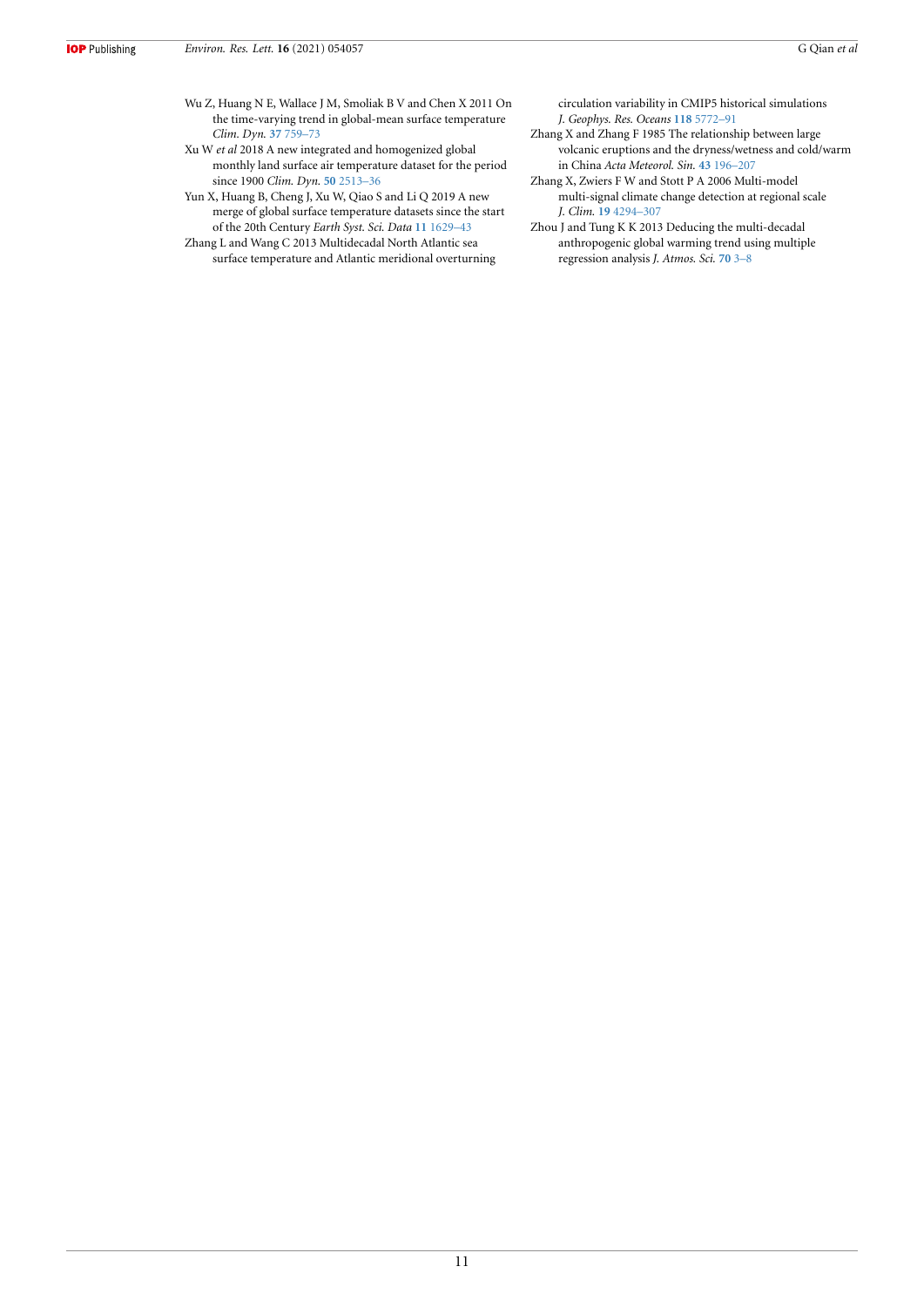Wu Z, Huang N E, Wallace J M, Smoliak B V and Chen X 2011 On the time-varying trend in global-mean surface temperature *Clim. Dyn.* **37** 759–73

Xu W *et al* 2018 A new integrated and homogenized global monthly land surface air temperature dataset for the period since 1900 *Clim. Dyn.* **50** 2513–36

Yun X, Huang B, Cheng J, Xu W, Qiao S and Li Q 2019 A new merge of global surface temperature datasets since the start of the 20th Century *Earth Syst. Sci. Data* **11** 1629–43

Zhang L and Wang C 2013 Multidecadal North Atlantic sea surface temperature and Atlantic meridional overturning circulation variability in CMIP5 historical simulations *J. Geophys. Res. Oceans* **118** 5772–91

Zhang X and Zhang F 1985 The relationship between large volcanic eruptions and the dryness/wetness and cold/warm in China *Acta Meteorol. Sin.* **43** 196–207

Zhang X, Zwiers F W and Stott P A 2006 Multi-model multi-signal climate change detection at regional scale *J. Clim.* **19** 4294–307

Zhou J and Tung K K 2013 Deducing the multi-decadal anthropogenic global warming trend using multiple regression analysis *J. Atmos. Sci.* **70** 3–8